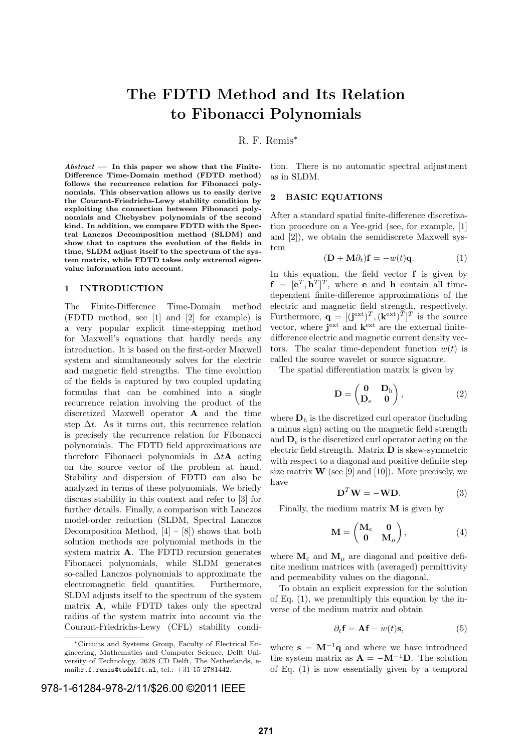# The FDTD Method and Its Relation to Fibonacci Polynomials

R. F. Remis*

***Abstract*** — **In this paper we show that the Finite-Difference Time-Domain method (FDTD method) follows the recurrence relation for Fibonacci polynomials. This observation allows us to easily derive the Courant-Friedrichs-Lewy stability condition by exploiting the connection between Fibonacci polynomials and Chebyshev polynomials of the second kind. In addition, we compare FDTD with the Spectral Lanczos Decomposition method (SLDM) and show that to capture the evolution of the fields in time, SLDM adjust itself to the spectrum of the system matrix, while FDTD takes only extremal eigenvalue information into account.**

## 1 INTRODUCTION

The Finite-Difference Time-Domain method (FDTD method, see [1] and [2] for example) is a very popular explicit time-stepping method for Maxwell's equations that hardly needs any introduction. It is based on the first-order Maxwell system and simultaneously solves for the electric and magnetic field strengths. The time evolution of the fields is captured by two coupled updating formulas that can be combined into a single recurrence relation involving the product of the discretized Maxwell operator $\mathbf{A}$ and the time step $\Delta t$. As it turns out, this recurrence relation is precisely the recurrence relation for Fibonacci polynomials. The FDTD field approximations are therefore Fibonacci polynomials in $\Delta t\mathbf{A}$ acting on the source vector of the problem at hand. Stability and dispersion of FDTD can also be analyzed in terms of these polynomials. We briefly discuss stability in this context and refer to [3] for further details. Finally, a comparison with Lanczos model-order reduction (SLDM, Spectral Lanczos Decomposition Method, [4] – [8]) shows that both solution methods are polynomial methods in the system matrix $\mathbf{A}$. The FDTD recursion generates Fibonacci polynomials, while SLDM generates so-called Lanczos polynomials to approximate the electromagnetic field quantities. Furthermore, SLDM adjusts itself to the spectrum of the system matrix $\mathbf{A}$, while FDTD takes only the spectral radius of the system matrix into account via the Courant-Friedrichs-Lewy (CFL) stability condition. There is no automatic spectral adjustment as in SLDM.

## 2 BASIC EQUATIONS

After a standard spatial finite-difference discretization procedure on a Yee-grid (see, for example, [1] and [2]), we obtain the semidiscrete Maxwell system

$$(\mathbf{D} + \mathbf{M}\partial_t)\mathbf{f} = -w(t)\mathbf{q}. \tag{1}$$

In this equation, the field vector $\mathbf{f}$ is given by $\mathbf{f} = [\mathbf{e}^T, \mathbf{h}^T]^T$, where $\mathbf{e}$ and $\mathbf{h}$ contain all time-dependent finite-difference approximations of the electric and magnetic field strength, respectively. Furthermore, $\mathbf{q} = [(\mathbf{j}^{\text{ext}})^T, (\mathbf{k}^{\text{ext}})^T]^T$ is the source vector, where $\mathbf{j}^{\text{ext}}$ and $\mathbf{k}^{\text{ext}}$ are the external finite-difference electric and magnetic current density vectors. The scalar time-dependent function $w(t)$ is called the source wavelet or source signature.

The spatial differentiation matrix is given by

$$\mathbf{D} = \begin{pmatrix} \mathbf{0} & \mathbf{D}_{\text{h}} \\ \mathbf{D}_{\text{e}} & \mathbf{0} \end{pmatrix}, \tag{2}$$

where $\mathbf{D}_{\text{h}}$ is the discretized curl operator (including a minus sign) acting on the magnetic field strength and $\mathbf{D}_{\text{e}}$ is the discretized curl operator acting on the electric field strength. Matrix $\mathbf{D}$ is skew-symmetric with respect to a diagonal and positive definite step size matrix $\mathbf{W}$ (see [9] and [10]). More precisely, we have

$$\mathbf{D}^T\mathbf{W} = -\mathbf{W}\mathbf{D}. \tag{3}$$

Finally, the medium matrix $\mathbf{M}$ is given by

$$\mathbf{M} = \begin{pmatrix} \mathbf{M}_{\varepsilon} & \mathbf{0} \\ \mathbf{0} & \mathbf{M}_{\mu} \end{pmatrix}, \tag{4}$$

where $\mathbf{M}_{\varepsilon}$ and $\mathbf{M}_{\mu}$ are diagonal and positive definite medium matrices with (averaged) permittivity and permeability values on the diagonal.

To obtain an explicit expression for the solution of Eq. (1), we premultiply this equation by the inverse of the medium matrix and obtain

$$\partial_t\mathbf{f} = \mathbf{A}\mathbf{f} - w(t)\mathbf{s}, \tag{5}$$

where $\mathbf{s} = \mathbf{M}^{-1}\mathbf{q}$ and where we have introduced the system matrix as $\mathbf{A} = -\mathbf{M}^{-1}\mathbf{D}$. The solution of Eq. (1) is now essentially given by a temporal

*Circuits and Systems Group, Faculty of Electrical Engineering, Mathematics and Computer Science, Delft University of Technology, 2628 CD Delft, The Netherlands, e-mail:r.f.remis@tudelft.nl, tel.: +31 15 2781442.

978-1-61284-978-2/11/$26.00 ©2011 IEEE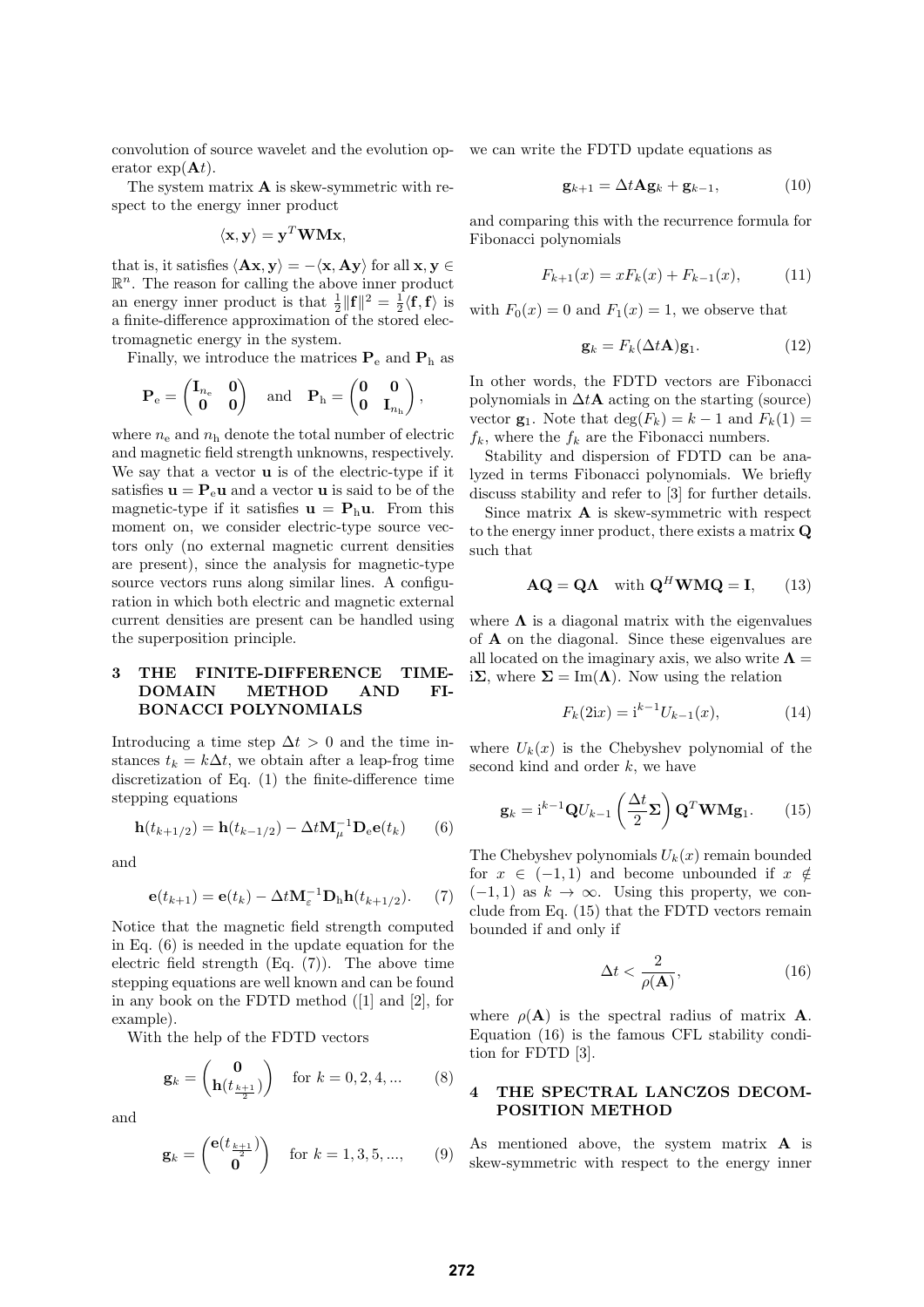convolution of source wavelet and the evolution operator $\exp(\mathbf{A}t)$.

The system matrix $\mathbf{A}$ is skew-symmetric with respect to the energy inner product

$$\langle \mathbf{x}, \mathbf{y} \rangle = \mathbf{y}^T \mathbf{W} \mathbf{M} \mathbf{x},$$

that is, it satisfies $\langle \mathbf{A}\mathbf{x}, \mathbf{y} \rangle = -\langle \mathbf{x}, \mathbf{A}\mathbf{y} \rangle$ for all $\mathbf{x}, \mathbf{y} \in \mathbb{R}^n$. The reason for calling the above inner product an energy inner product is that $\frac{1}{2}\|\mathbf{f}\|^2 = \frac{1}{2}\langle \mathbf{f}, \mathbf{f} \rangle$ is a finite-difference approximation of the stored electromagnetic energy in the system.

Finally, we introduce the matrices $\mathbf{P}_\mathrm{e}$ and $\mathbf{P}_\mathrm{h}$ as

$$\mathbf{P}_\mathrm{e} = \begin{pmatrix} \mathbf{I}_{n_\mathrm{e}} & \mathbf{0} \\ \mathbf{0} & \mathbf{0} \end{pmatrix} \quad \text{and} \quad \mathbf{P}_\mathrm{h} = \begin{pmatrix} \mathbf{0} & \mathbf{0} \\ \mathbf{0} & \mathbf{I}_{n_\mathrm{h}} \end{pmatrix},$$

where $n_\mathrm{e}$ and $n_\mathrm{h}$ denote the total number of electric and magnetic field strength unknowns, respectively. We say that a vector $\mathbf{u}$ is of the electric-type if it satisfies $\mathbf{u} = \mathbf{P}_\mathrm{e}\mathbf{u}$ and a vector $\mathbf{u}$ is said to be of the magnetic-type if it satisfies $\mathbf{u} = \mathbf{P}_\mathrm{h}\mathbf{u}$. From this moment on, we consider electric-type source vectors only (no external magnetic current densities are present), since the analysis for magnetic-type source vectors runs along similar lines. A configuration in which both electric and magnetic external current densities are present can be handled using the superposition principle.

## 3 THE FINITE-DIFFERENCE TIME-DOMAIN METHOD AND FIBONACCI POLYNOMIALS

Introducing a time step $\Delta t > 0$ and the time instances $t_k = k\Delta t$, we obtain after a leap-frog time discretization of Eq. (1) the finite-difference time stepping equations

$$\mathbf{h}(t_{k+1/2}) = \mathbf{h}(t_{k-1/2}) - \Delta t \mathbf{M}_\mu^{-1} \mathbf{D}_\mathrm{e} \mathbf{e}(t_k) \qquad (6)$$

and

$$\mathbf{e}(t_{k+1}) = \mathbf{e}(t_k) - \Delta t \mathbf{M}_\varepsilon^{-1} \mathbf{D}_\mathrm{h} \mathbf{h}(t_{k+1/2}). \qquad (7)$$

Notice that the magnetic field strength computed in Eq. (6) is needed in the update equation for the electric field strength (Eq. (7)). The above time stepping equations are well known and can be found in any book on the FDTD method ([1] and [2], for example).

With the help of the FDTD vectors

$$\mathbf{g}_k = \begin{pmatrix} \mathbf{0} \\ \mathbf{h}(t_{\frac{k+1}{2}}) \end{pmatrix} \quad \text{for } k = 0, 2, 4, ... \qquad (8)$$

and

$$\mathbf{g}_k = \begin{pmatrix} \mathbf{e}(t_{\frac{k+1}{2}}) \\ \mathbf{0} \end{pmatrix} \quad \text{for } k = 1, 3, 5, ..., \qquad (9)$$

we can write the FDTD update equations as

$$\mathbf{g}_{k+1} = \Delta t \mathbf{A} \mathbf{g}_k + \mathbf{g}_{k-1}, \qquad (10)$$

and comparing this with the recurrence formula for Fibonacci polynomials

$$F_{k+1}(x) = x F_k(x) + F_{k-1}(x), \qquad (11)$$

with $F_0(x) = 0$ and $F_1(x) = 1$, we observe that

$$\mathbf{g}_k = F_k(\Delta t \mathbf{A}) \mathbf{g}_1. \qquad (12)$$

In other words, the FDTD vectors are Fibonacci polynomials in $\Delta t \mathbf{A}$ acting on the starting (source) vector $\mathbf{g}_1$. Note that $\deg(F_k) = k - 1$ and $F_k(1) = f_k$, where the $f_k$ are the Fibonacci numbers.

Stability and dispersion of FDTD can be analyzed in terms Fibonacci polynomials. We briefly discuss stability and refer to [3] for further details.

Since matrix $\mathbf{A}$ is skew-symmetric with respect to the energy inner product, there exists a matrix $\mathbf{Q}$ such that

$$\mathbf{A}\mathbf{Q} = \mathbf{Q}\mathbf{\Lambda} \quad \text{with } \mathbf{Q}^H \mathbf{W} \mathbf{M} \mathbf{Q} = \mathbf{I}, \qquad (13)$$

where $\mathbf{\Lambda}$ is a diagonal matrix with the eigenvalues of $\mathbf{A}$ on the diagonal. Since these eigenvalues are all located on the imaginary axis, we also write $\mathbf{\Lambda} = \mathrm{i}\mathbf{\Sigma}$, where $\mathbf{\Sigma} = \mathrm{Im}(\mathbf{\Lambda})$. Now using the relation

$$F_k(2\mathrm{i}x) = \mathrm{i}^{k-1} U_{k-1}(x), \qquad (14)$$

where $U_k(x)$ is the Chebyshev polynomial of the second kind and order $k$, we have

$$\mathbf{g}_k = \mathrm{i}^{k-1} \mathbf{Q} U_{k-1}\left(\frac{\Delta t}{2}\mathbf{\Sigma}\right) \mathbf{Q}^T \mathbf{W} \mathbf{M} \mathbf{g}_1. \qquad (15)$$

The Chebyshev polynomials $U_k(x)$ remain bounded for $x \in (-1, 1)$ and become unbounded if $x \notin (-1, 1)$ as $k \to \infty$. Using this property, we conclude from Eq. (15) that the FDTD vectors remain bounded if and only if

$$\Delta t < \frac{2}{\rho(\mathbf{A})}, \qquad (16)$$

where $\rho(\mathbf{A})$ is the spectral radius of matrix $\mathbf{A}$. Equation (16) is the famous CFL stability condition for FDTD [3].

## 4 THE SPECTRAL LANCZOS DECOMPOSITION METHOD

As mentioned above, the system matrix $\mathbf{A}$ is skew-symmetric with respect to the energy inner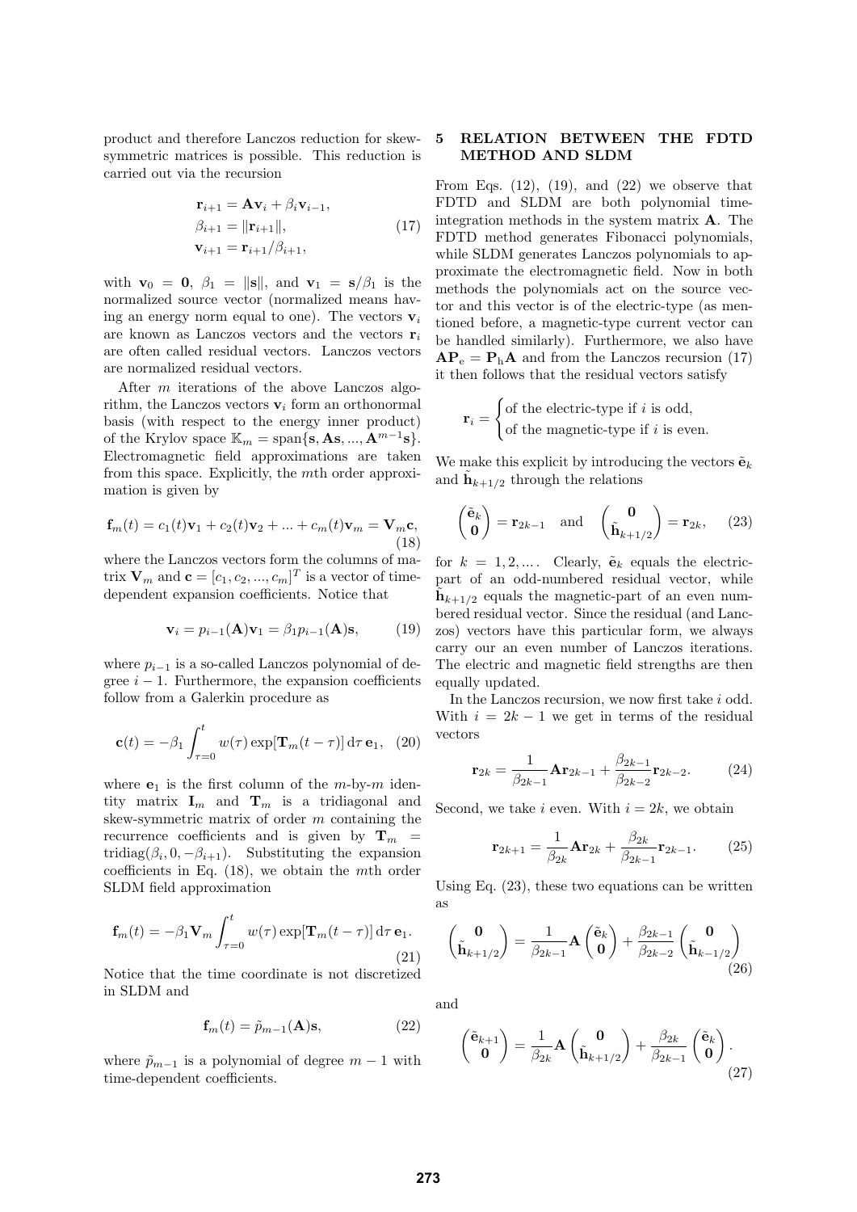product and therefore Lanczos reduction for skew-symmetric matrices is possible. This reduction is carried out via the recursion

$$
\begin{aligned}
\mathbf{r}_{i+1} &= \mathbf{A}\mathbf{v}_i + \beta_i \mathbf{v}_{i-1}, \\
\beta_{i+1} &= \|\mathbf{r}_{i+1}\|, \\
\mathbf{v}_{i+1} &= \mathbf{r}_{i+1}/\beta_{i+1},
\end{aligned}
\tag{17}
$$

with $\mathbf{v}_0 = \mathbf{0}$, $\beta_1 = \|\mathbf{s}\|$, and $\mathbf{v}_1 = \mathbf{s}/\beta_1$ is the normalized source vector (normalized means having an energy norm equal to one). The vectors $\mathbf{v}_i$ are known as Lanczos vectors and the vectors $\mathbf{r}_i$ are often called residual vectors. Lanczos vectors are normalized residual vectors.

After $m$ iterations of the above Lanczos algorithm, the Lanczos vectors $\mathbf{v}_i$ form an orthonormal basis (with respect to the energy inner product) of the Krylov space $\mathbb{K}_m = \text{span}\{\mathbf{s}, \mathbf{A}\mathbf{s}, ..., \mathbf{A}^{m-1}\mathbf{s}\}$. Electromagnetic field approximations are taken from this space. Explicitly, the $m$th order approximation is given by

$$
\mathbf{f}_m(t) = c_1(t)\mathbf{v}_1 + c_2(t)\mathbf{v}_2 + ... + c_m(t)\mathbf{v}_m = \mathbf{V}_m \mathbf{c},
\tag{18}
$$

where the Lanczos vectors form the columns of matrix $\mathbf{V}_m$ and $\mathbf{c} = [c_1, c_2, ..., c_m]^T$ is a vector of time-dependent expansion coefficients. Notice that

$$
\mathbf{v}_i = p_{i-1}(\mathbf{A})\mathbf{v}_1 = \beta_1 p_{i-1}(\mathbf{A})\mathbf{s},
\tag{19}
$$

where $p_{i-1}$ is a so-called Lanczos polynomial of degree $i-1$. Furthermore, the expansion coefficients follow from a Galerkin procedure as

$$
\mathbf{c}(t) = -\beta_1 \int_{\tau=0}^{t} w(\tau) \exp[\mathbf{T}_m(t-\tau)] \, \mathrm{d}\tau \, \mathbf{e}_1,
\tag{20}
$$

where $\mathbf{e}_1$ is the first column of the $m$-by-$m$ identity matrix $\mathbf{I}_m$ and $\mathbf{T}_m$ is a tridiagonal and skew-symmetric matrix of order $m$ containing the recurrence coefficients and is given by $\mathbf{T}_m = \text{tridiag}(\beta_i, 0, -\beta_{i+1})$. Substituting the expansion coefficients in Eq. (18), we obtain the $m$th order SLDM field approximation

$$
\mathbf{f}_m(t) = -\beta_1 \mathbf{V}_m \int_{\tau=0}^{t} w(\tau) \exp[\mathbf{T}_m(t-\tau)] \, \mathrm{d}\tau \, \mathbf{e}_1.
\tag{21}
$$

Notice that the time coordinate is not discretized in SLDM and

$$
\mathbf{f}_m(t) = \tilde{p}_{m-1}(\mathbf{A})\mathbf{s},
\tag{22}
$$

where $\tilde{p}_{m-1}$ is a polynomial of degree $m-1$ with time-dependent coefficients.

## 5 RELATION BETWEEN THE FDTD METHOD AND SLDM

From Eqs. (12), (19), and (22) we observe that FDTD and SLDM are both polynomial time-integration methods in the system matrix $\mathbf{A}$. The FDTD method generates Fibonacci polynomials, while SLDM generates Lanczos polynomials to approximate the electromagnetic field. Now in both methods the polynomials act on the source vector and this vector is of the electric-type (as mentioned before, a magnetic-type current vector can be handled similarly). Furthermore, we also have $\mathbf{A}\mathbf{P}_\mathrm{e} = \mathbf{P}_\mathrm{h}\mathbf{A}$ and from the Lanczos recursion (17) it then follows that the residual vectors satisfy

$$
\mathbf{r}_i = \begin{cases} \text{of the electric-type if } i \text{ is odd,} \\ \text{of the magnetic-type if } i \text{ is even.} \end{cases}
$$

We make this explicit by introducing the vectors $\tilde{\mathbf{e}}_k$ and $\tilde{\mathbf{h}}_{k+1/2}$ through the relations

$$
\begin{pmatrix} \tilde{\mathbf{e}}_k \\ \mathbf{0} \end{pmatrix} = \mathbf{r}_{2k-1} \quad \text{and} \quad \begin{pmatrix} \mathbf{0} \\ \tilde{\mathbf{h}}_{k+1/2} \end{pmatrix} = \mathbf{r}_{2k},
\tag{23}
$$

for $k = 1, 2, \ldots$. Clearly, $\tilde{\mathbf{e}}_k$ equals the electric-part of an odd-numbered residual vector, while $\tilde{\mathbf{h}}_{k+1/2}$ equals the magnetic-part of an even numbered residual vector. Since the residual (and Lanczos) vectors have this particular form, we always carry our an even number of Lanczos iterations. The electric and magnetic field strengths are then equally updated.

In the Lanczos recursion, we now first take $i$ odd. With $i = 2k-1$ we get in terms of the residual vectors

$$
\mathbf{r}_{2k} = \frac{1}{\beta_{2k-1}} \mathbf{A}\mathbf{r}_{2k-1} + \frac{\beta_{2k-1}}{\beta_{2k-2}} \mathbf{r}_{2k-2}.
\tag{24}
$$

Second, we take $i$ even. With $i = 2k$, we obtain

$$
\mathbf{r}_{2k+1} = \frac{1}{\beta_{2k}} \mathbf{A}\mathbf{r}_{2k} + \frac{\beta_{2k}}{\beta_{2k-1}} \mathbf{r}_{2k-1}.
\tag{25}
$$

Using Eq. (23), these two equations can be written as

$$
\begin{pmatrix} \mathbf{0} \\ \tilde{\mathbf{h}}_{k+1/2} \end{pmatrix} = \frac{1}{\beta_{2k-1}} \mathbf{A} \begin{pmatrix} \tilde{\mathbf{e}}_k \\ \mathbf{0} \end{pmatrix} + \frac{\beta_{2k-1}}{\beta_{2k-2}} \begin{pmatrix} \mathbf{0} \\ \tilde{\mathbf{h}}_{k-1/2} \end{pmatrix}
\tag{26}
$$

and

$$
\begin{pmatrix} \tilde{\mathbf{e}}_{k+1} \\ \mathbf{0} \end{pmatrix} = \frac{1}{\beta_{2k}} \mathbf{A} \begin{pmatrix} \mathbf{0} \\ \tilde{\mathbf{h}}_{k+1/2} \end{pmatrix} + \frac{\beta_{2k}}{\beta_{2k-1}} \begin{pmatrix} \tilde{\mathbf{e}}_k \\ \mathbf{0} \end{pmatrix}.
\tag{27}
$$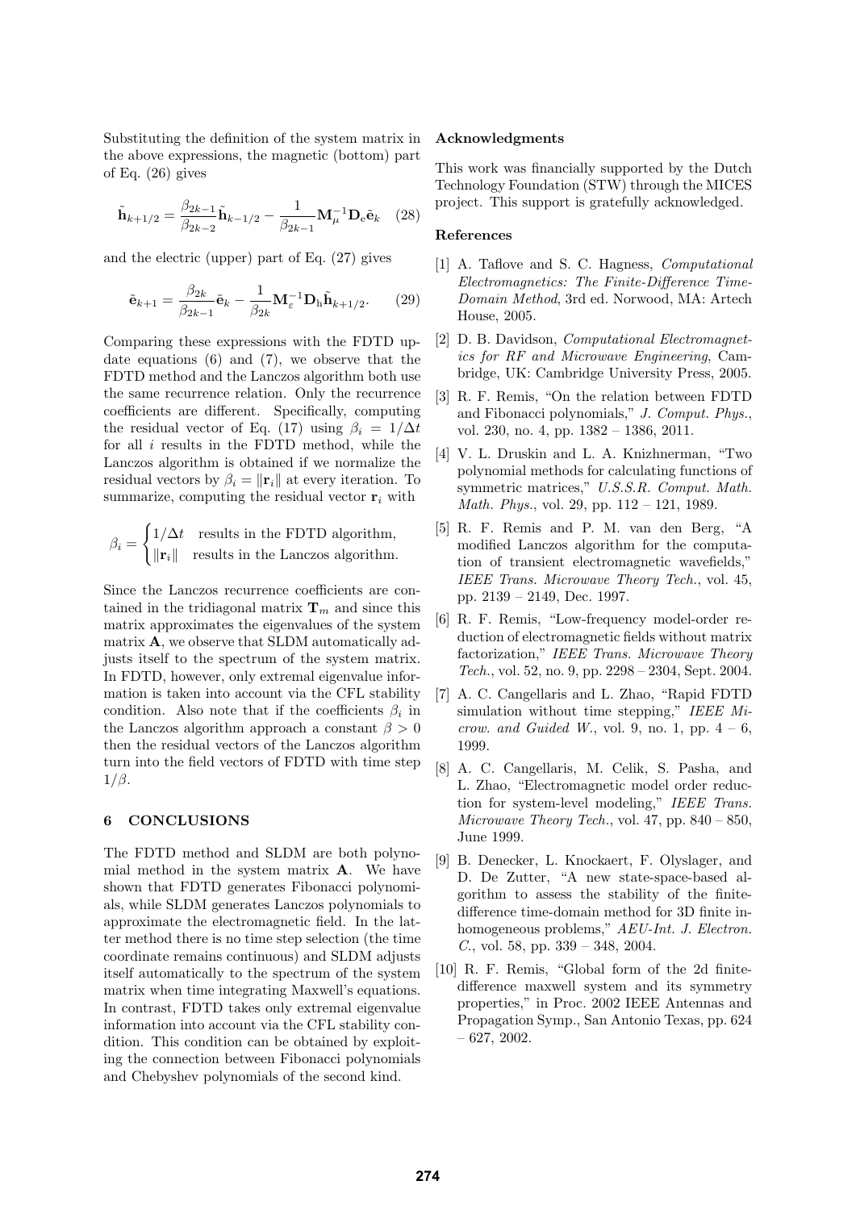Substituting the definition of the system matrix in the above expressions, the magnetic (bottom) part of Eq. (26) gives

$$\tilde{\mathbf{h}}_{k+1/2} = \frac{\beta_{2k-1}}{\beta_{2k-2}}\tilde{\mathbf{h}}_{k-1/2} - \frac{1}{\beta_{2k-1}}\mathbf{M}_{\mu}^{-1}\mathbf{D}_{\mathrm{e}}\tilde{\mathbf{e}}_k \quad (28)$$

and the electric (upper) part of Eq. (27) gives

$$\tilde{\mathbf{e}}_{k+1} = \frac{\beta_{2k}}{\beta_{2k-1}}\tilde{\mathbf{e}}_k - \frac{1}{\beta_{2k}}\mathbf{M}_{\varepsilon}^{-1}\mathbf{D}_{\mathrm{h}}\tilde{\mathbf{h}}_{k+1/2}. \quad (29)$$

Comparing these expressions with the FDTD update equations (6) and (7), we observe that the FDTD method and the Lanczos algorithm both use the same recurrence relation. Only the recurrence coefficients are different. Specifically, computing the residual vector of Eq. (17) using $\beta_i = 1/\Delta t$ for all $i$ results in the FDTD method, while the Lanczos algorithm is obtained if we normalize the residual vectors by $\beta_i = \|\mathbf{r}_i\|$ at every iteration. To summarize, computing the residual vector $\mathbf{r}_i$ with

$$\beta_i = \begin{cases} 1/\Delta t & \text{results in the FDTD algorithm,} \\ \|\mathbf{r}_i\| & \text{results in the Lanczos algorithm.} \end{cases}$$

Since the Lanczos recurrence coefficients are contained in the tridiagonal matrix $\mathbf{T}_m$ and since this matrix approximates the eigenvalues of the system matrix $\mathbf{A}$, we observe that SLDM automatically adjusts itself to the spectrum of the system matrix. In FDTD, however, only extremal eigenvalue information is taken into account via the CFL stability condition. Also note that if the coefficients $\beta_i$ in the Lanczos algorithm approach a constant $\beta > 0$ then the residual vectors of the Lanczos algorithm turn into the field vectors of FDTD with time step $1/\beta$.

## 6 CONCLUSIONS

The FDTD method and SLDM are both polynomial method in the system matrix $\mathbf{A}$. We have shown that FDTD generates Fibonacci polynomials, while SLDM generates Lanczos polynomials to approximate the electromagnetic field. In the latter method there is no time step selection (the time coordinate remains continuous) and SLDM adjusts itself automatically to the spectrum of the system matrix when time integrating Maxwell's equations. In contrast, FDTD takes only extremal eigenvalue information into account via the CFL stability condition. This condition can be obtained by exploiting the connection between Fibonacci polynomials and Chebyshev polynomials of the second kind.

### Acknowledgments

This work was financially supported by the Dutch Technology Foundation (STW) through the MICES project. This support is gratefully acknowledged.

### References

[1] A. Taflove and S. C. Hagness, *Computational Electromagnetics: The Finite-Difference Time-Domain Method*, 3rd ed. Norwood, MA: Artech House, 2005.

[2] D. B. Davidson, *Computational Electromagnetics for RF and Microwave Engineering*, Cambridge, UK: Cambridge University Press, 2005.

[3] R. F. Remis, "On the relation between FDTD and Fibonacci polynomials," *J. Comput. Phys.*, vol. 230, no. 4, pp. 1382 – 1386, 2011.

[4] V. L. Druskin and L. A. Knizhnerman, "Two polynomial methods for calculating functions of symmetric matrices," *U.S.S.R. Comput. Math. Math. Phys.*, vol. 29, pp. 112 – 121, 1989.

[5] R. F. Remis and P. M. van den Berg, "A modified Lanczos algorithm for the computation of transient electromagnetic wavefields," *IEEE Trans. Microwave Theory Tech.*, vol. 45, pp. 2139 – 2149, Dec. 1997.

[6] R. F. Remis, "Low-frequency model-order reduction of electromagnetic fields without matrix factorization," *IEEE Trans. Microwave Theory Tech.*, vol. 52, no. 9, pp. 2298 – 2304, Sept. 2004.

[7] A. C. Cangellaris and L. Zhao, "Rapid FDTD simulation without time stepping," *IEEE Microw. and Guided W.*, vol. 9, no. 1, pp. 4 – 6, 1999.

[8] A. C. Cangellaris, M. Celik, S. Pasha, and L. Zhao, "Electromagnetic model order reduction for system-level modeling," *IEEE Trans. Microwave Theory Tech.*, vol. 47, pp. 840 – 850, June 1999.

[9] B. Denecker, L. Knockaert, F. Olyslager, and D. De Zutter, "A new state-space-based algorithm to assess the stability of the finite-difference time-domain method for 3D finite inhomogeneous problems," *AEU-Int. J. Electron. C.*, vol. 58, pp. 339 – 348, 2004.

[10] R. F. Remis, "Global form of the 2d finite-difference maxwell system and its symmetry properties," in Proc. 2002 IEEE Antennas and Propagation Symp., San Antonio Texas, pp. 624 – 627, 2002.